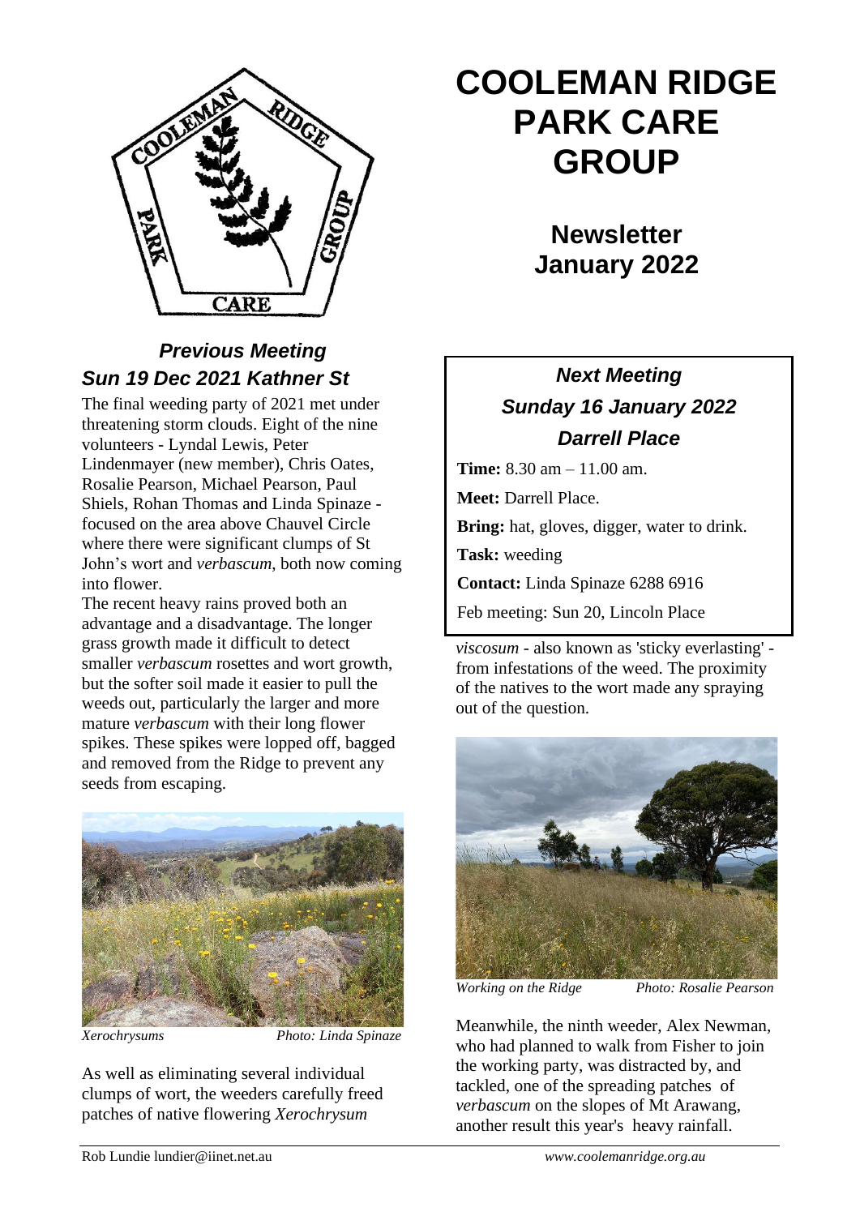# COOLEMAN RIDGE PARK CARE GROUP

## Newsletter January 2022

### *Previous Meeting*
### *Sun 19 Dec 2021 Kathner St*

The final weeding party of 2021 met under threatening storm clouds. Eight of the nine volunteers - Lyndal Lewis, Peter Lindenmayer (new member), Chris Oates, Rosalie Pearson, Michael Pearson, Paul Shiels, Rohan Thomas and Linda Spinaze - focused on the area above Chauvel Circle where there were significant clumps of St John's wort and *verbascum*, both now coming into flower.

The recent heavy rains proved both an advantage and a disadvantage. The longer grass growth made it difficult to detect smaller *verbascum* rosettes and wort growth, but the softer soil made it easier to pull the weeds out, particularly the larger and more mature *verbascum* with their long flower spikes. These spikes were lopped off, bagged and removed from the Ridge to prevent any seeds from escaping.

*Xerochrysums* *Photo: Linda Spinaze*

As well as eliminating several individual clumps of wort, the weeders carefully freed patches of native flowering *Xerochrysum viscosum* - also known as 'sticky everlasting' - from infestations of the weed. The proximity of the natives to the wort made any spraying out of the question.

*Working on the Ridge* *Photo: Rosalie Pearson*

Meanwhile, the ninth weeder, Alex Newman, who had planned to walk from Fisher to join the working party, was distracted by, and tackled, one of the spreading patches of *verbascum* on the slopes of Mt Arawang, another result this year's heavy rainfall.

### *Next Meeting*
### *Sunday 16 January 2022*
### *Darrell Place*

**Time:** 8.30 am – 11.00 am.

**Meet:** Darrell Place.

**Bring:** hat, gloves, digger, water to drink.

**Task:** weeding

**Contact:** Linda Spinaze 6288 6916

Feb meeting: Sun 20, Lincoln Place

Rob Lundie lundier@iinet.net.au *www.coolemanridge.org.au*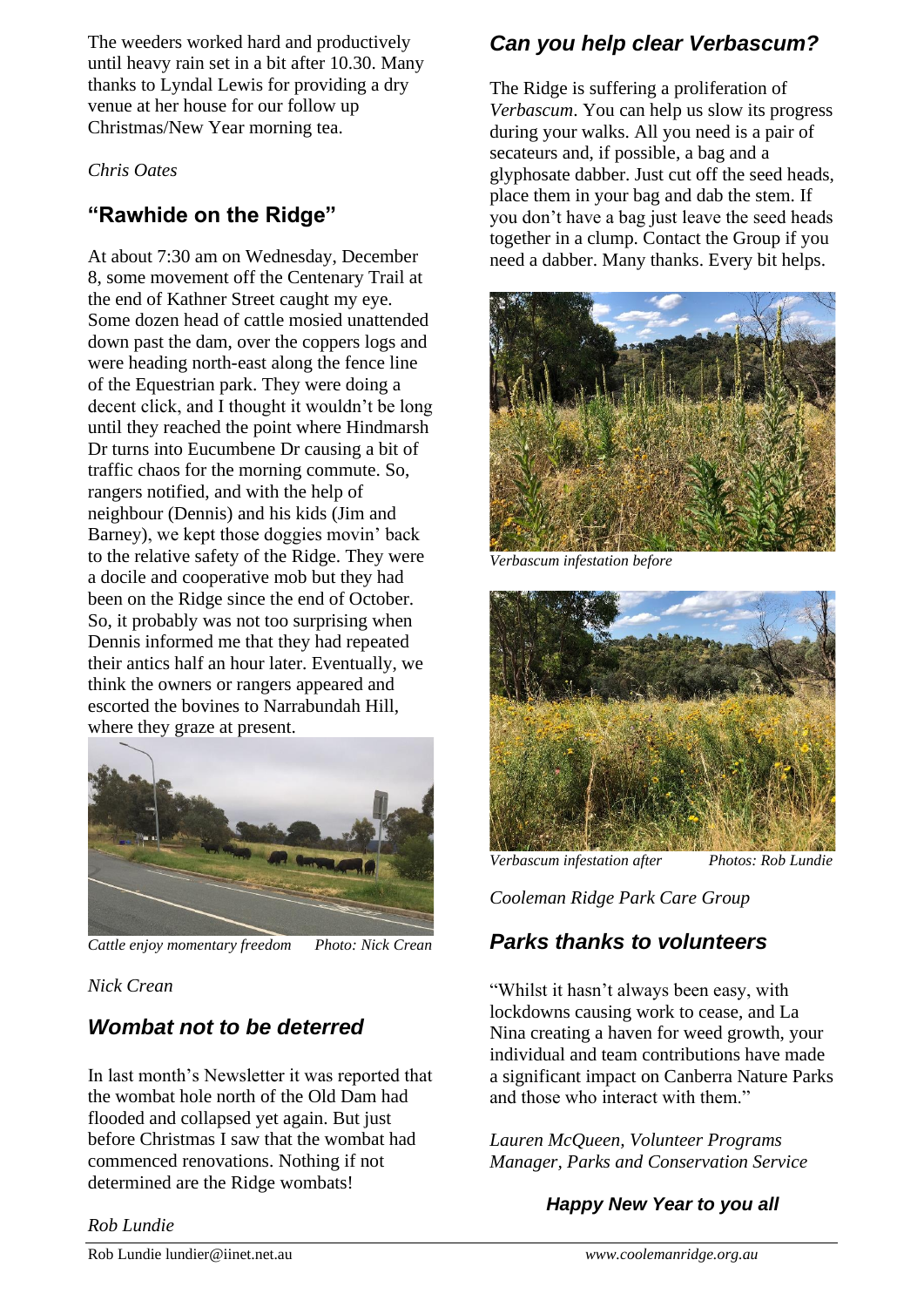The weeders worked hard and productively until heavy rain set in a bit after 10.30. Many thanks to Lyndal Lewis for providing a dry venue at her house for our follow up Christmas/New Year morning tea.

*Chris Oates*

## "Rawhide on the Ridge"

At about 7:30 am on Wednesday, December 8, some movement off the Centenary Trail at the end of Kathner Street caught my eye. Some dozen head of cattle mosied unattended down past the dam, over the coppers logs and were heading north-east along the fence line of the Equestrian park. They were doing a decent click, and I thought it wouldn't be long until they reached the point where Hindmarsh Dr turns into Eucumbene Dr causing a bit of traffic chaos for the morning commute. So, rangers notified, and with the help of neighbour (Dennis) and his kids (Jim and Barney), we kept those doggies movin' back to the relative safety of the Ridge. They were a docile and cooperative mob but they had been on the Ridge since the end of October. So, it probably was not too surprising when Dennis informed me that they had repeated their antics half an hour later. Eventually, we think the owners or rangers appeared and escorted the bovines to Narrabundah Hill, where they graze at present.

*Cattle enjoy momentary freedom Photo: Nick Crean*

*Nick Crean*

## *Wombat not to be deterred*

In last month's Newsletter it was reported that the wombat hole north of the Old Dam had flooded and collapsed yet again. But just before Christmas I saw that the wombat had commenced renovations. Nothing if not determined are the Ridge wombats!

*Rob Lundie*

## *Can you help clear Verbascum?*

The Ridge is suffering a proliferation of *Verbascum*. You can help us slow its progress during your walks. All you need is a pair of secateurs and, if possible, a bag and a glyphosate dabber. Just cut off the seed heads, place them in your bag and dab the stem. If you don't have a bag just leave the seed heads together in a clump. Contact the Group if you need a dabber. Many thanks. Every bit helps.

*Verbascum infestation before*

*Verbascum infestation after Photos: Rob Lundie*

*Cooleman Ridge Park Care Group*

## *Parks thanks to volunteers*

"Whilst it hasn't always been easy, with lockdowns causing work to cease, and La Nina creating a haven for weed growth, your individual and team contributions have made a significant impact on Canberra Nature Parks and those who interact with them."

*Lauren McQueen, Volunteer Programs Manager, Parks and Conservation Service*

***Happy New Year to you all***

Rob Lundie lundier@iinet.net.au *www.coolemanridge.org.au*